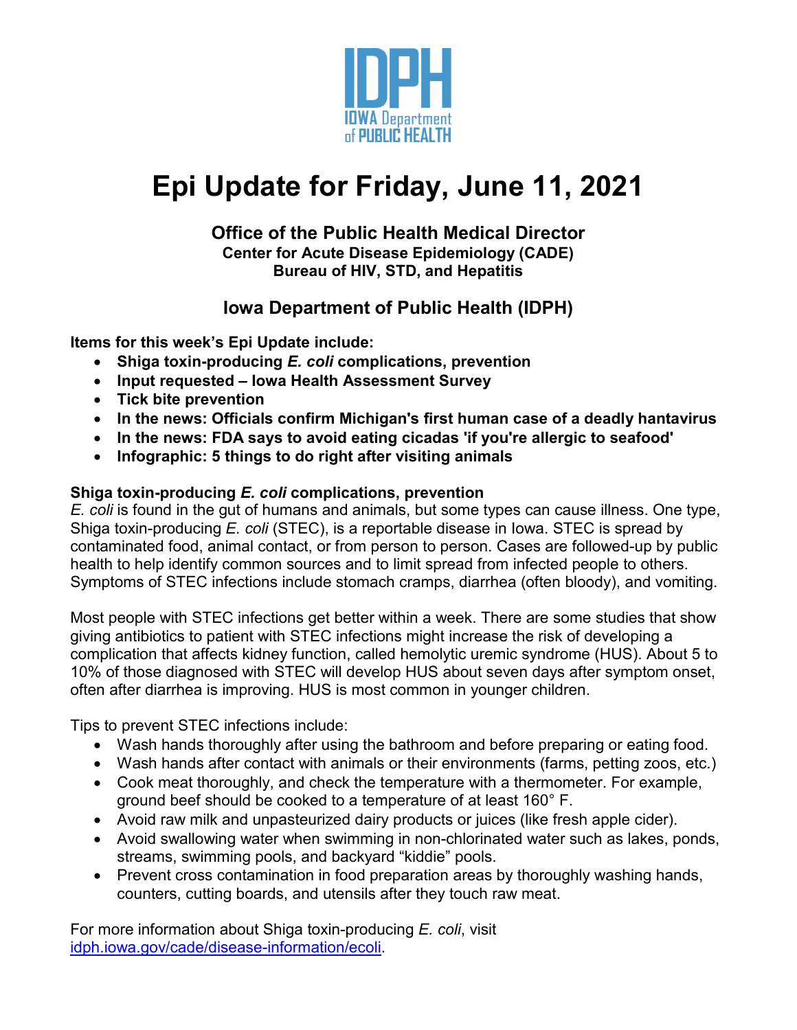IDPH

IOWA Department of PUBLIC HEALTH

# Epi Update for Friday, June 11, 2021

### Office of the Public Health Medical Director

**Center for Acute Disease Epidemiology (CADE)**
**Bureau of HIV, STD, and Hepatitis**

### Iowa Department of Public Health (IDPH)

**Items for this week's Epi Update include:**

- **Shiga toxin-producing *E. coli* complications, prevention**
- **Input requested – Iowa Health Assessment Survey**
- **Tick bite prevention**
- **In the news: Officials confirm Michigan's first human case of a deadly hantavirus**
- **In the news: FDA says to avoid eating cicadas 'if you're allergic to seafood'**
- **Infographic: 5 things to do right after visiting animals**

## Shiga toxin-producing *E. coli* complications, prevention

*E. coli* is found in the gut of humans and animals, but some types can cause illness. One type, Shiga toxin-producing *E. coli* (STEC), is a reportable disease in Iowa. STEC is spread by contaminated food, animal contact, or from person to person. Cases are followed-up by public health to help identify common sources and to limit spread from infected people to others. Symptoms of STEC infections include stomach cramps, diarrhea (often bloody), and vomiting.

Most people with STEC infections get better within a week. There are some studies that show giving antibiotics to patient with STEC infections might increase the risk of developing a complication that affects kidney function, called hemolytic uremic syndrome (HUS). About 5 to 10% of those diagnosed with STEC will develop HUS about seven days after symptom onset, often after diarrhea is improving. HUS is most common in younger children.

Tips to prevent STEC infections include:

- Wash hands thoroughly after using the bathroom and before preparing or eating food.
- Wash hands after contact with animals or their environments (farms, petting zoos, etc.)
- Cook meat thoroughly, and check the temperature with a thermometer. For example, ground beef should be cooked to a temperature of at least 160° F.
- Avoid raw milk and unpasteurized dairy products or juices (like fresh apple cider).
- Avoid swallowing water when swimming in non-chlorinated water such as lakes, ponds, streams, swimming pools, and backyard "kiddie" pools.
- Prevent cross contamination in food preparation areas by thoroughly washing hands, counters, cutting boards, and utensils after they touch raw meat.

For more information about Shiga toxin-producing *E. coli*, visit [idph.iowa.gov/cade/disease-information/ecoli](idph.iowa.gov/cade/disease-information/ecoli).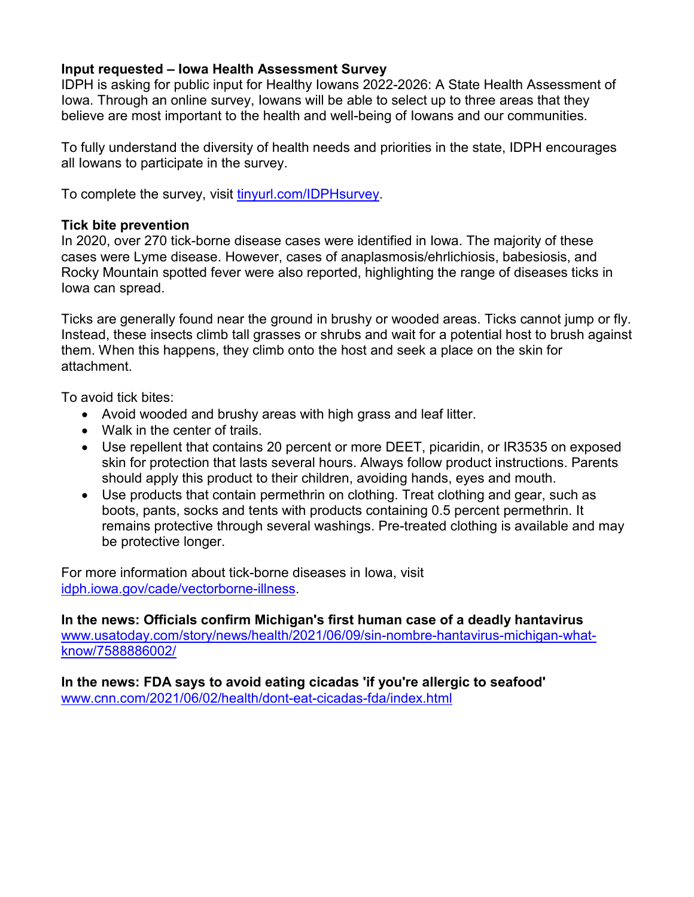**Input requested – Iowa Health Assessment Survey**

IDPH is asking for public input for Healthy Iowans 2022-2026: A State Health Assessment of Iowa. Through an online survey, Iowans will be able to select up to three areas that they believe are most important to the health and well-being of Iowans and our communities.

To fully understand the diversity of health needs and priorities in the state, IDPH encourages all Iowans to participate in the survey.

To complete the survey, visit [tinyurl.com/IDPHsurvey](tinyurl.com/IDPHsurvey).

**Tick bite prevention**

In 2020, over 270 tick-borne disease cases were identified in Iowa. The majority of these cases were Lyme disease. However, cases of anaplasmosis/ehrlichiosis, babesiosis, and Rocky Mountain spotted fever were also reported, highlighting the range of diseases ticks in Iowa can spread.

Ticks are generally found near the ground in brushy or wooded areas. Ticks cannot jump or fly. Instead, these insects climb tall grasses or shrubs and wait for a potential host to brush against them. When this happens, they climb onto the host and seek a place on the skin for attachment.

To avoid tick bites:

- Avoid wooded and brushy areas with high grass and leaf litter.
- Walk in the center of trails.
- Use repellent that contains 20 percent or more DEET, picaridin, or IR3535 on exposed skin for protection that lasts several hours. Always follow product instructions. Parents should apply this product to their children, avoiding hands, eyes and mouth.
- Use products that contain permethrin on clothing. Treat clothing and gear, such as boots, pants, socks and tents with products containing 0.5 percent permethrin. It remains protective through several washings. Pre-treated clothing is available and may be protective longer.

For more information about tick-borne diseases in Iowa, visit [idph.iowa.gov/cade/vectorborne-illness](idph.iowa.gov/cade/vectorborne-illness).

**In the news: Officials confirm Michigan's first human case of a deadly hantavirus**
[www.usatoday.com/story/news/health/2021/06/09/sin-nombre-hantavirus-michigan-what-know/7588886002/](www.usatoday.com/story/news/health/2021/06/09/sin-nombre-hantavirus-michigan-what-know/7588886002/)

**In the news: FDA says to avoid eating cicadas 'if you're allergic to seafood'**
[www.cnn.com/2021/06/02/health/dont-eat-cicadas-fda/index.html](www.cnn.com/2021/06/02/health/dont-eat-cicadas-fda/index.html)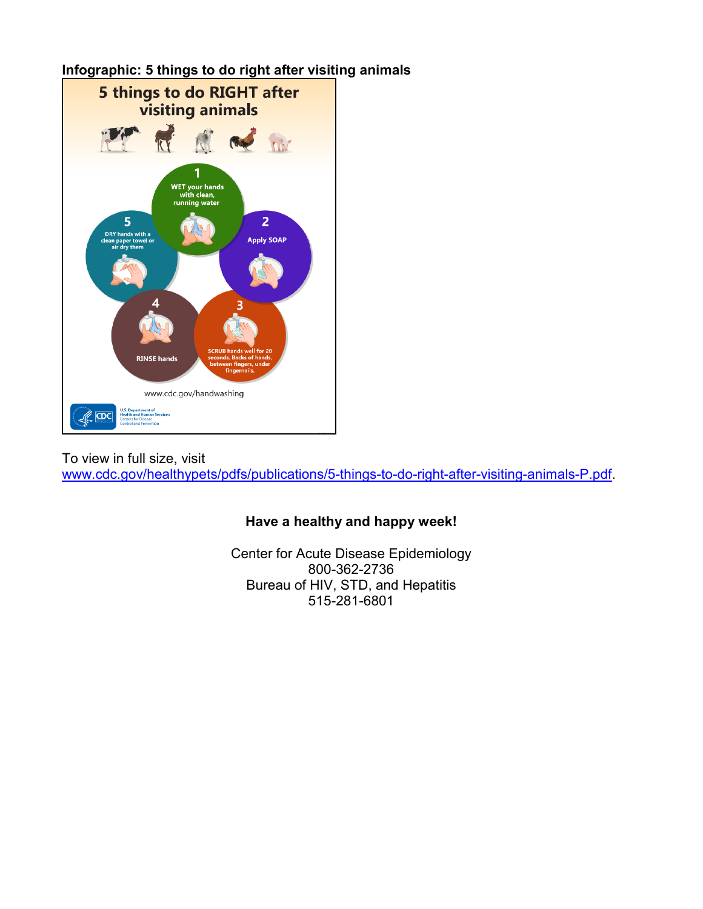**Infographic: 5 things to do right after visiting animals**

5 things to do RIGHT after visiting animals

1 WET your hands with clean, running water

2 Apply SOAP

3 SCRUB hands well for 20 seconds. Backs of hands, between fingers, under fingernails.

4 RINSE hands

5 DRY hands with a clean paper towel or air dry them

www.cdc.gov/handwashing

CDC U.S. Department of Health and Human Services Centers for Disease Control and Prevention

To view in full size, visit [www.cdc.gov/healthypets/pdfs/publications/5-things-to-do-right-after-visiting-animals-P.pdf](www.cdc.gov/healthypets/pdfs/publications/5-things-to-do-right-after-visiting-animals-P.pdf).

**Have a healthy and happy week!**

Center for Acute Disease Epidemiology
800-362-2736
Bureau of HIV, STD, and Hepatitis
515-281-6801